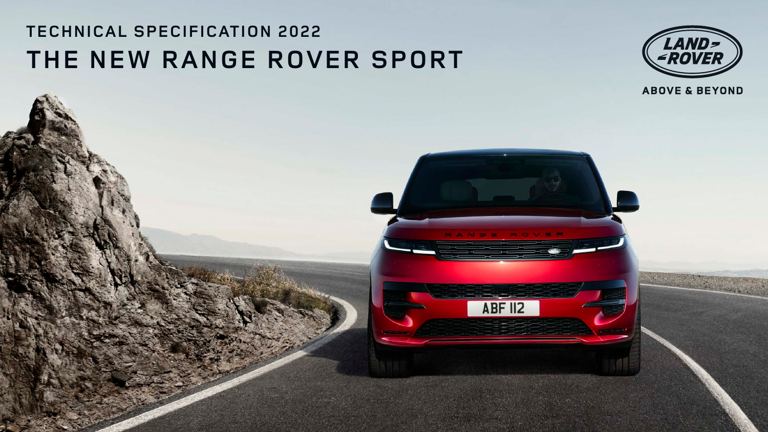TECHNICAL SPECIFICATION 2022

# THE NEW RANGE ROVER SPORT

ABOVE & BEYOND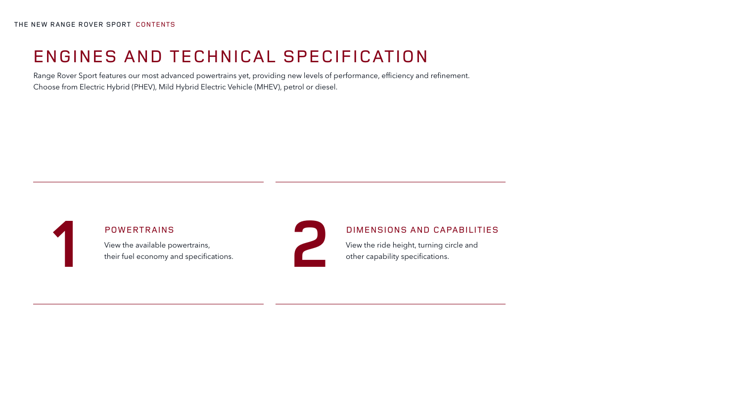# ENGINES AND TECHNICAL SPECIFICATION

Range Rover Sport features our most advanced powertrains yet, providing new levels of performance, efficiency and refinement. Choose from Electric Hybrid (PHEV), Mild Hybrid Electric Vehicle (MHEV), petrol or diesel.

## 1 POWERTRAINS

View the available powertrains, their fuel economy and specifications.

## 2 DIMENSIONS AND CAPABILITIES

View the ride height, turning circle and other capability specifications.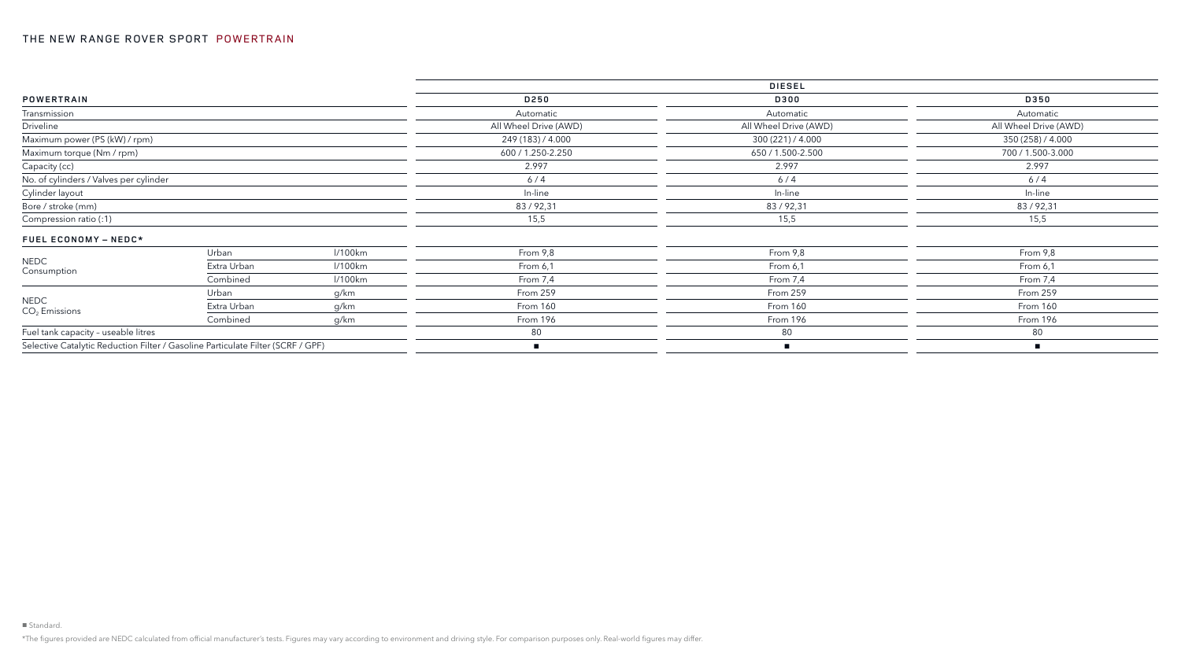## THE NEW RANGE ROVER SPORT POWERTRAIN

| | | | DIESEL | | |
|---|---|---|---|---|---|
| **POWERTRAIN** | | | **D250** | **D300** | **D350** |
| Transmission | | | Automatic | Automatic | Automatic |
| Driveline | | | All Wheel Drive (AWD) | All Wheel Drive (AWD) | All Wheel Drive (AWD) |
| Maximum power (PS (kW) / rpm) | | | 249 (183) / 4.000 | 300 (221) / 4.000 | 350 (258) / 4.000 |
| Maximum torque (Nm / rpm) | | | 600 / 1.250-2.250 | 650 / 1.500-2.500 | 700 / 1.500-3.000 |
| Capacity (cc) | | | 2.997 | 2.997 | 2.997 |
| No. of cylinders / Valves per cylinder | | | 6 / 4 | 6 / 4 | 6 / 4 |
| Cylinder layout | | | In-line | In-line | In-line |
| Bore / stroke (mm) | | | 83 / 92,31 | 83 / 92,31 | 83 / 92,31 |
| Compression ratio (:1) | | | 15,5 | 15,5 | 15,5 |
| **FUEL ECONOMY – NEDC*** | | | | | |
| NEDC Consumption | Urban | l/100km | From 9,8 | From 9,8 | From 9,8 |
| | Extra Urban | l/100km | From 6,1 | From 6,1 | From 6,1 |
| | Combined | l/100km | From 7,4 | From 7,4 | From 7,4 |
| NEDC $CO_2$ Emissions | Urban | g/km | From 259 | From 259 | From 259 |
| | Extra Urban | g/km | From 160 | From 160 | From 160 |
| | Combined | g/km | From 196 | From 196 | From 196 |
| Fuel tank capacity – useable litres | | | 80 | 80 | 80 |
| Selective Catalytic Reduction Filter / Gasoline Particulate Filter (SCRF / GPF) | | | ■ | ■ | ■ |

■ Standard.

*The figures provided are NEDC calculated from official manufacturer's tests. Figures may vary according to environment and driving style. For comparison purposes only. Real-world figures may differ.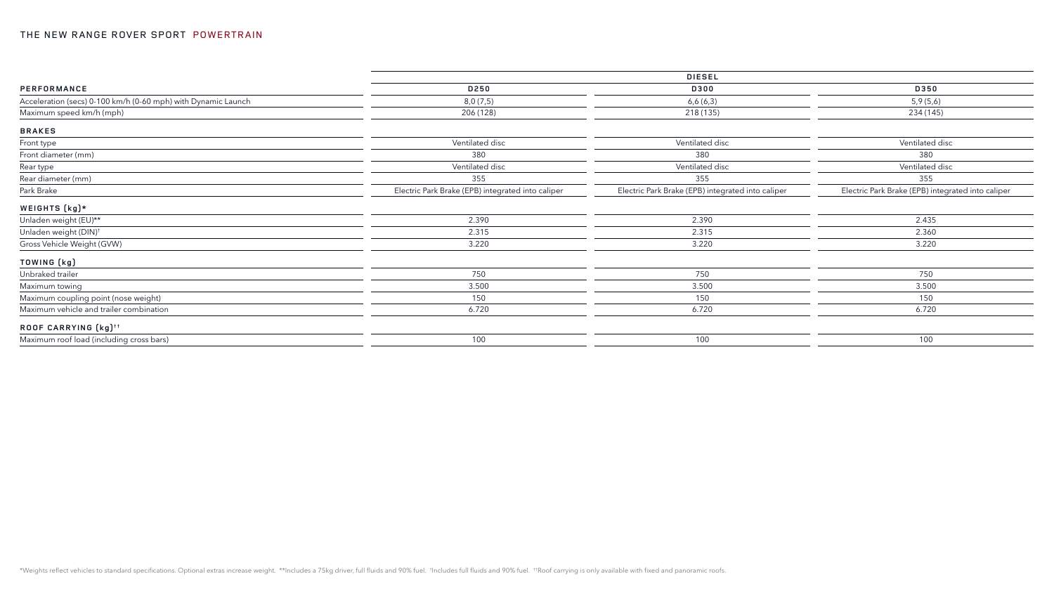## THE NEW RANGE ROVER SPORT POWERTRAIN

| | DIESEL | | |
|---|---|---|---|
| **PERFORMANCE** | **D250** | **D300** | **D350** |
| Acceleration (secs) 0-100 km/h (0-60 mph) with Dynamic Launch | 8,0 (7,5) | 6,6 (6,3) | 5,9 (5,6) |
| Maximum speed km/h (mph) | 206 (128) | 218 (135) | 234 (145) |
| **BRAKES** | | | |
| Front type | Ventilated disc | Ventilated disc | Ventilated disc |
| Front diameter (mm) | 380 | 380 | 380 |
| Rear type | Ventilated disc | Ventilated disc | Ventilated disc |
| Rear diameter (mm) | 355 | 355 | 355 |
| Park Brake | Electric Park Brake (EPB) integrated into caliper | Electric Park Brake (EPB) integrated into caliper | Electric Park Brake (EPB) integrated into caliper |
| **WEIGHTS (kg)*** | | | |
| Unladen weight (EU)** | 2.390 | 2.390 | 2.435 |
| Unladen weight (DIN)† | 2.315 | 2.315 | 2.360 |
| Gross Vehicle Weight (GVW) | 3.220 | 3.220 | 3.220 |
| **TOWING (kg)** | | | |
| Unbraked trailer | 750 | 750 | 750 |
| Maximum towing | 3.500 | 3.500 | 3.500 |
| Maximum coupling point (nose weight) | 150 | 150 | 150 |
| Maximum vehicle and trailer combination | 6.720 | 6.720 | 6.720 |
| **ROOF CARRYING (kg)††** | | | |
| Maximum roof load (including cross bars) | 100 | 100 | 100 |

*Weights reflect vehicles to standard specifications. Optional extras increase weight. **Includes a 75kg driver, full fluids and 90% fuel. †Includes full fluids and 90% fuel. ††Roof carrying is only available with fixed and panoramic roofs.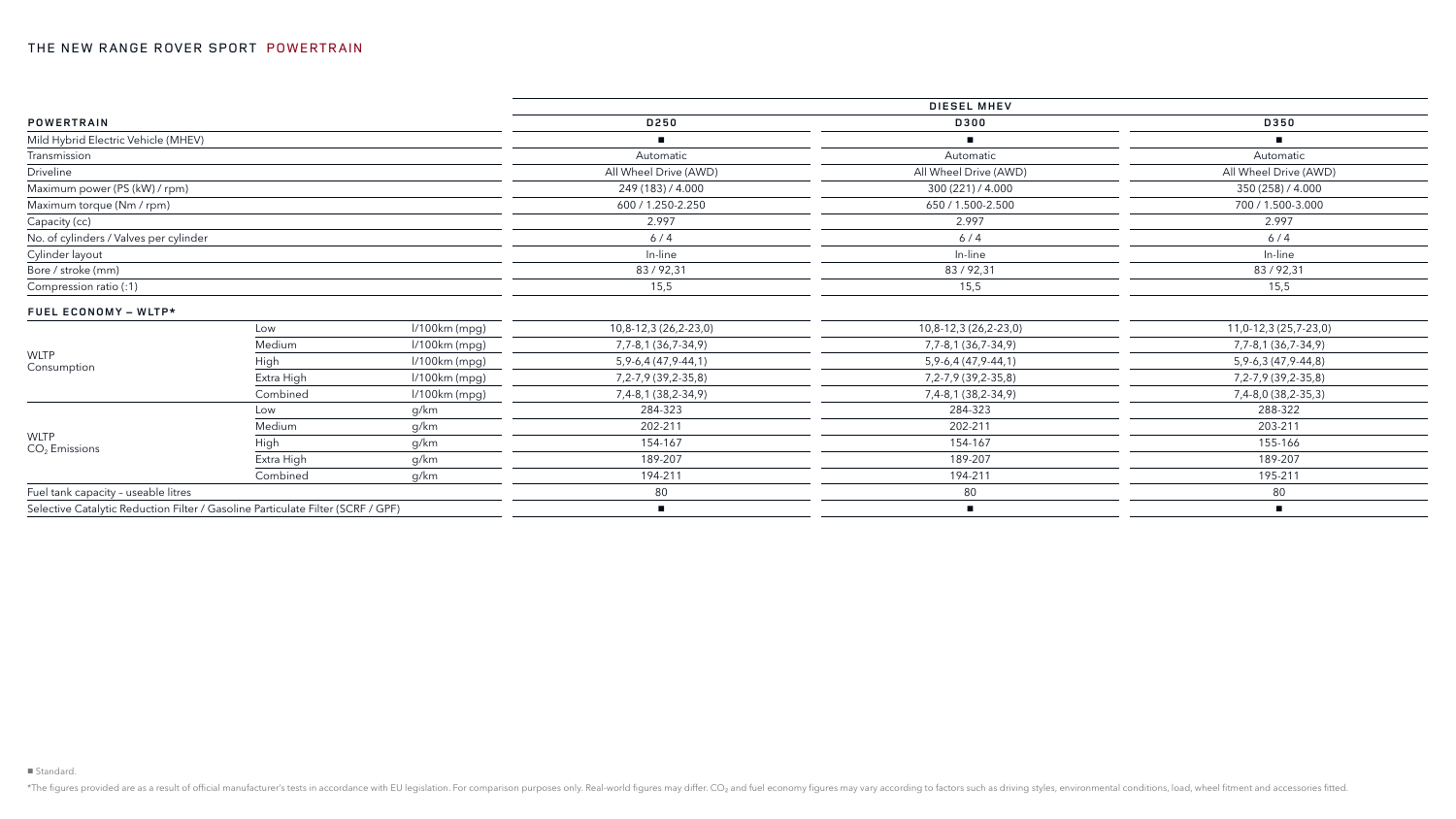## THE NEW RANGE ROVER SPORT POWERTRAIN

| POWERTRAIN | | | DIESEL MHEV | | |
|---|---|---|---|---|---|
| | | | D250 | D300 | D350 |
| Mild Hybrid Electric Vehicle (MHEV) | | | ■ | ■ | ■ |
| Transmission | | | Automatic | Automatic | Automatic |
| Driveline | | | All Wheel Drive (AWD) | All Wheel Drive (AWD) | All Wheel Drive (AWD) |
| Maximum power (PS (kW) / rpm) | | | 249 (183) / 4.000 | 300 (221) / 4.000 | 350 (258) / 4.000 |
| Maximum torque (Nm / rpm) | | | 600 / 1.250-2.250 | 650 / 1.500-2.500 | 700 / 1.500-3.000 |
| Capacity (cc) | | | 2.997 | 2.997 | 2.997 |
| No. of cylinders / Valves per cylinder | | | 6 / 4 | 6 / 4 | 6 / 4 |
| Cylinder layout | | | In-line | In-line | In-line |
| Bore / stroke (mm) | | | 83 / 92,31 | 83 / 92,31 | 83 / 92,31 |
| Compression ratio (:1) | | | 15,5 | 15,5 | 15,5 |
| **FUEL ECONOMY – WLTP*** | | | | | |
| WLTP Consumption | Low | l/100km (mpg) | 10,8-12,3 (26,2-23,0) | 10,8-12,3 (26,2-23,0) | 11,0-12,3 (25,7-23,0) |
| | Medium | l/100km (mpg) | 7,7-8,1 (36,7-34,9) | 7,7-8,1 (36,7-34,9) | 7,7-8,1 (36,7-34,9) |
| | High | l/100km (mpg) | 5,9-6,4 (47,9-44,1) | 5,9-6,4 (47,9-44,1) | 5,9-6,3 (47,9-44,8) |
| | Extra High | l/100km (mpg) | 7,2-7,9 (39,2-35,8) | 7,2-7,9 (39,2-35,8) | 7,2-7,9 (39,2-35,8) |
| | Combined | l/100km (mpg) | 7,4-8,1 (38,2-34,9) | 7,4-8,1 (38,2-34,9) | 7,4-8,0 (38,2-35,3) |
| WLTP $CO_2$ Emissions | Low | g/km | 284-323 | 284-323 | 288-322 |
| | Medium | g/km | 202-211 | 202-211 | 203-211 |
| | High | g/km | 154-167 | 154-167 | 155-166 |
| | Extra High | g/km | 189-207 | 189-207 | 189-207 |
| | Combined | g/km | 194-211 | 194-211 | 195-211 |
| Fuel tank capacity – useable litres | | | 80 | 80 | 80 |
| Selective Catalytic Reduction Filter / Gasoline Particulate Filter (SCRF / GPF) | | | ■ | ■ | ■ |

■ Standard.

*The figures provided are as a result of official manufacturer's tests in accordance with EU legislation. For comparison purposes only. Real-world figures may differ. $CO_2$ and fuel economy figures may vary according to factors such as driving styles, environmental conditions, load, wheel fitment and accessories fitted.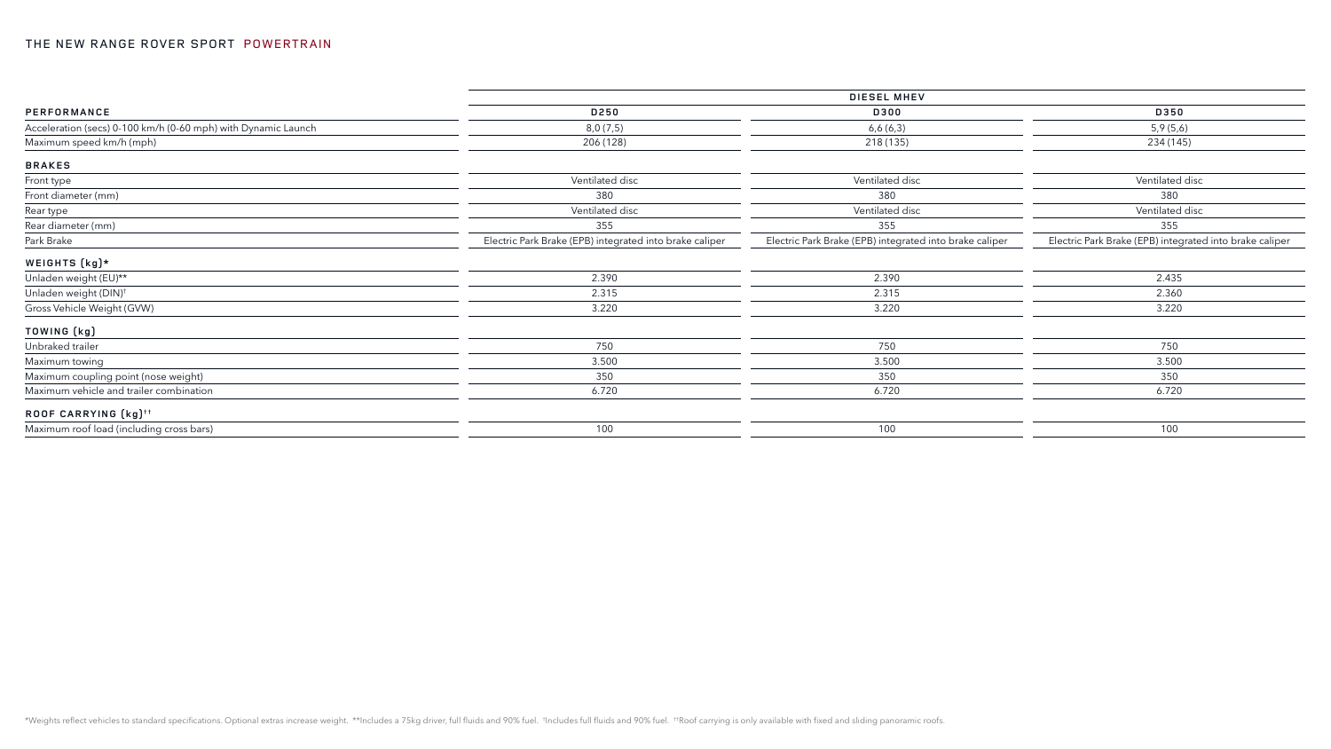## THE NEW RANGE ROVER SPORT POWERTRAIN

| | DIESEL MHEV | | |
|---|---|---|---|
| **PERFORMANCE** | **D250** | **D300** | **D350** |
| Acceleration (secs) 0-100 km/h (0-60 mph) with Dynamic Launch | 8,0 (7,5) | 6,6 (6,3) | 5,9 (5,6) |
| Maximum speed km/h (mph) | 206 (128) | 218 (135) | 234 (145) |
| **BRAKES** | | | |
| Front type | Ventilated disc | Ventilated disc | Ventilated disc |
| Front diameter (mm) | 380 | 380 | 380 |
| Rear type | Ventilated disc | Ventilated disc | Ventilated disc |
| Rear diameter (mm) | 355 | 355 | 355 |
| Park Brake | Electric Park Brake (EPB) integrated into brake caliper | Electric Park Brake (EPB) integrated into brake caliper | Electric Park Brake (EPB) integrated into brake caliper |
| **WEIGHTS (kg)*** | | | |
| Unladen weight (EU)** | 2.390 | 2.390 | 2.435 |
| Unladen weight (DIN)† | 2.315 | 2.315 | 2.360 |
| Gross Vehicle Weight (GVW) | 3.220 | 3.220 | 3.220 |
| **TOWING (kg)** | | | |
| Unbraked trailer | 750 | 750 | 750 |
| Maximum towing | 3.500 | 3.500 | 3.500 |
| Maximum coupling point (nose weight) | 350 | 350 | 350 |
| Maximum vehicle and trailer combination | 6.720 | 6.720 | 6.720 |
| **ROOF CARRYING (kg)††** | | | |
| Maximum roof load (including cross bars) | 100 | 100 | 100 |

*Weights reflect vehicles to standard specifications. Optional extras increase weight. **Includes a 75kg driver, full fluids and 90% fuel. †Includes full fluids and 90% fuel. ††Roof carrying is only available with fixed and sliding panoramic roofs.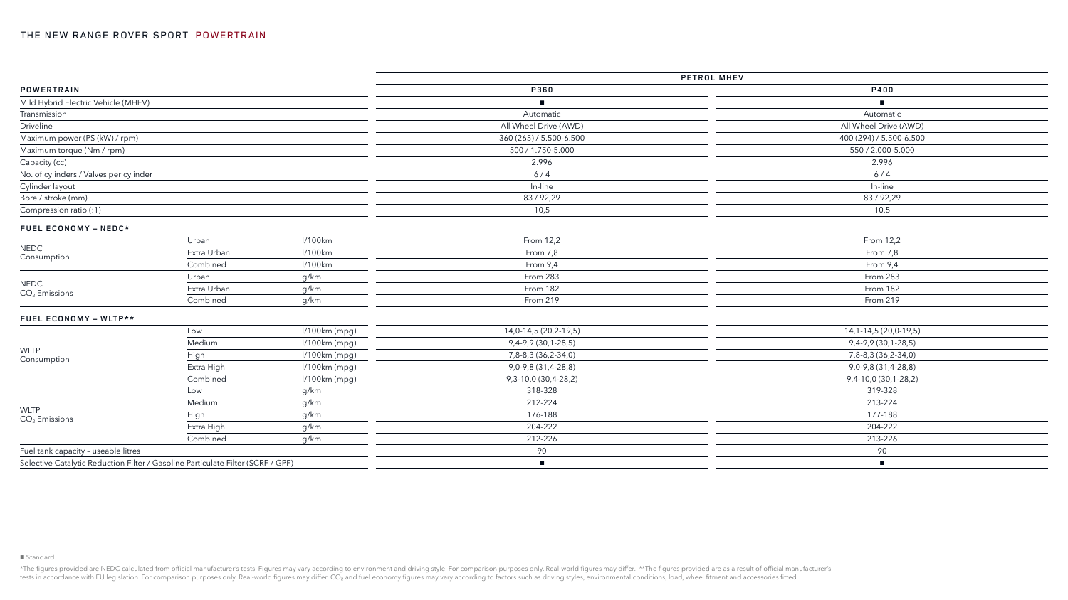## THE NEW RANGE ROVER SPORT POWERTRAIN

| | | | PETROL MHEV | |
|---|---|---|---|---|
| **POWERTRAIN** | | | **P360** | **P400** |
| Mild Hybrid Electric Vehicle (MHEV) | | | ■ | ■ |
| Transmission | | | Automatic | Automatic |
| Driveline | | | All Wheel Drive (AWD) | All Wheel Drive (AWD) |
| Maximum power (PS (kW) / rpm) | | | 360 (265) / 5.500-6.500 | 400 (294) / 5.500-6.500 |
| Maximum torque (Nm / rpm) | | | 500 / 1.750-5.000 | 550 / 2.000-5.000 |
| Capacity (cc) | | | 2.996 | 2.996 |
| No. of cylinders / Valves per cylinder | | | 6 / 4 | 6 / 4 |
| Cylinder layout | | | In-line | In-line |
| Bore / stroke (mm) | | | 83 / 92,29 | 83 / 92,29 |
| Compression ratio (:1) | | | 10,5 | 10,5 |
| **FUEL ECONOMY – NEDC*** | | | | |
| NEDC Consumption | Urban | l/100km | From 12,2 | From 12,2 |
| | Extra Urban | l/100km | From 7,8 | From 7,8 |
| | Combined | l/100km | From 9,4 | From 9,4 |
| NEDC $CO_2$ Emissions | Urban | g/km | From 283 | From 283 |
| | Extra Urban | g/km | From 182 | From 182 |
| | Combined | g/km | From 219 | From 219 |
| **FUEL ECONOMY – WLTP**** | | | | |
| WLTP Consumption | Low | l/100km (mpg) | 14,0-14,5 (20,2-19,5) | 14,1-14,5 (20,0-19,5) |
| | Medium | l/100km (mpg) | 9,4-9,9 (30,1-28,5) | 9,4-9,9 (30,1-28,5) |
| | High | l/100km (mpg) | 7,8-8,3 (36,2-34,0) | 7,8-8,3 (36,2-34,0) |
| | Extra High | l/100km (mpg) | 9,0-9,8 (31,4-28,8) | 9,0-9,8 (31,4-28,8) |
| | Combined | l/100km (mpg) | 9,3-10,0 (30,4-28,2) | 9,4-10,0 (30,1-28,2) |
| WLTP $CO_2$ Emissions | Low | g/km | 318-328 | 319-328 |
| | Medium | g/km | 212-224 | 213-224 |
| | High | g/km | 176-188 | 177-188 |
| | Extra High | g/km | 204-222 | 204-222 |
| | Combined | g/km | 212-226 | 213-226 |
| Fuel tank capacity – useable litres | | | 90 | 90 |
| Selective Catalytic Reduction Filter / Gasoline Particulate Filter (SCRF / GPF) | | | ■ | ■ |

■ Standard.

*The figures provided are NEDC calculated from official manufacturer's tests. Figures may vary according to environment and driving style. For comparison purposes only. Real-world figures may differ. **The figures provided are as a result of official manufacturer's tests in accordance with EU legislation. For comparison purposes only. Real-world figures may differ. $CO_2$ and fuel economy figures may vary according to factors such as driving styles, environmental conditions, load, wheel fitment and accessories fitted.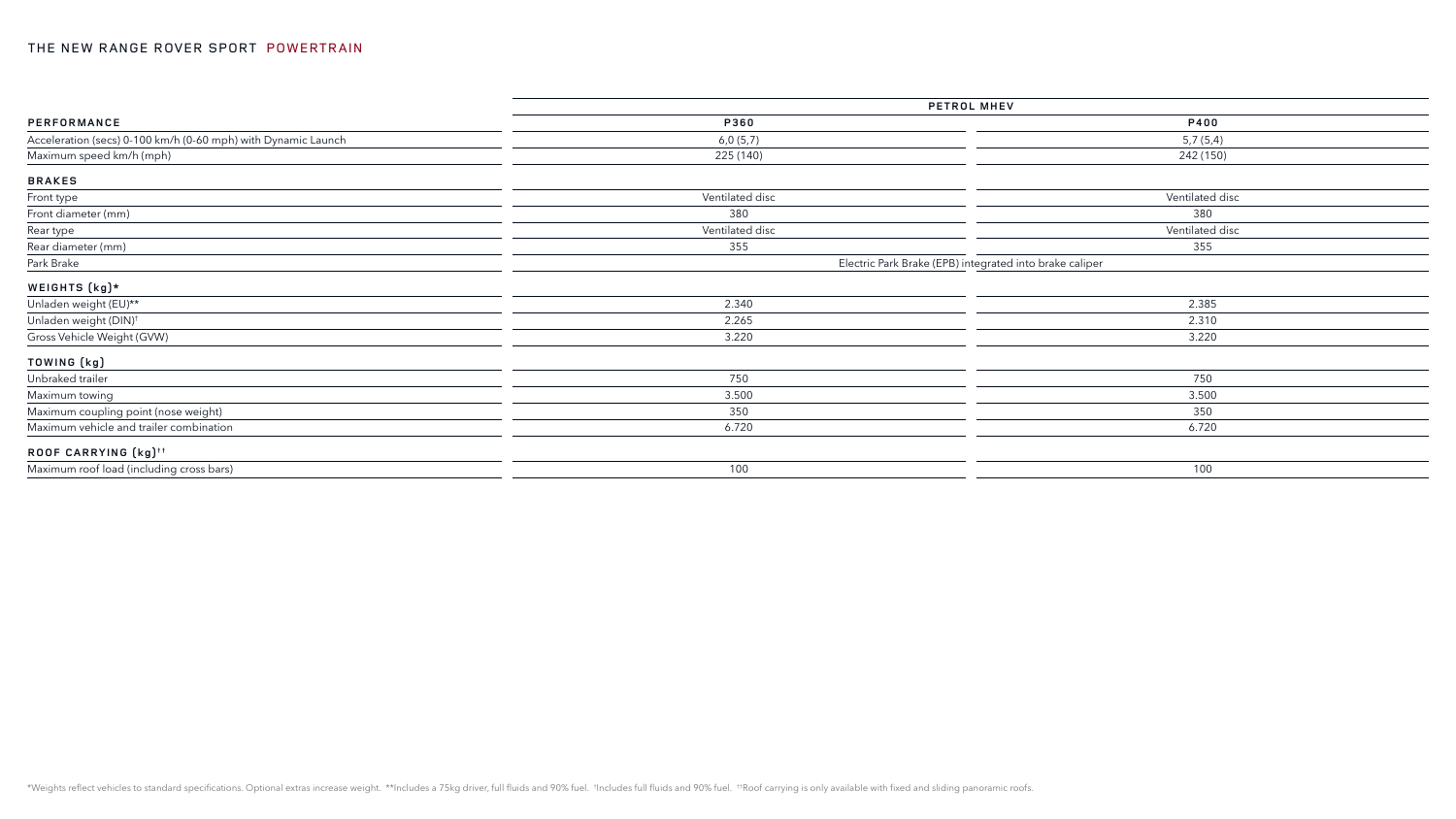## THE NEW RANGE ROVER SPORT POWERTRAIN

| | PETROL MHEV | |
|---|---|---|
| **PERFORMANCE** | **P360** | **P400** |
| Acceleration (secs) 0-100 km/h (0-60 mph) with Dynamic Launch | 6,0 (5,7) | 5,7 (5,4) |
| Maximum speed km/h (mph) | 225 (140) | 242 (150) |
| **BRAKES** | | |
| Front type | Ventilated disc | Ventilated disc |
| Front diameter (mm) | 380 | 380 |
| Rear type | Ventilated disc | Ventilated disc |
| Rear diameter (mm) | 355 | 355 |
| Park Brake | Electric Park Brake (EPB) integrated into brake caliper | |
| **WEIGHTS (kg)*** | | |
| Unladen weight (EU)** | 2.340 | 2.385 |
| Unladen weight (DIN)† | 2.265 | 2.310 |
| Gross Vehicle Weight (GVW) | 3.220 | 3.220 |
| **TOWING (kg)** | | |
| Unbraked trailer | 750 | 750 |
| Maximum towing | 3.500 | 3.500 |
| Maximum coupling point (nose weight) | 350 | 350 |
| Maximum vehicle and trailer combination | 6.720 | 6.720 |
| **ROOF CARRYING (kg)††** | | |
| Maximum roof load (including cross bars) | 100 | 100 |

*Weights reflect vehicles to standard specifications. Optional extras increase weight. **Includes a 75kg driver, full fluids and 90% fuel. †Includes full fluids and 90% fuel. ††Roof carrying is only available with fixed and sliding panoramic roofs.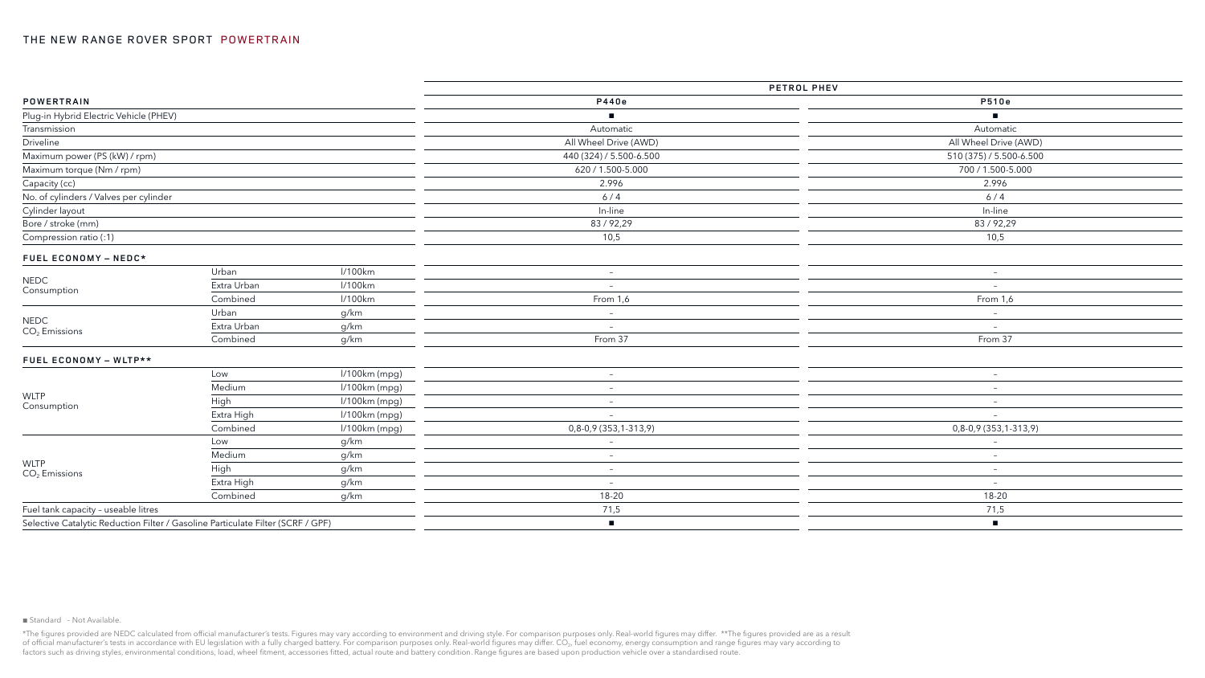## THE NEW RANGE ROVER SPORT POWERTRAIN

| POWERTRAIN | | | PETROL PHEV P440e | PETROL PHEV P510e |
|---|---|---|---|---|
| Plug-in Hybrid Electric Vehicle (PHEV) | | | ■ | ■ |
| Transmission | | | Automatic | Automatic |
| Driveline | | | All Wheel Drive (AWD) | All Wheel Drive (AWD) |
| Maximum power (PS (kW) / rpm) | | | 440 (324) / 5.500-6.500 | 510 (375) / 5.500-6.500 |
| Maximum torque (Nm / rpm) | | | 620 / 1.500-5.000 | 700 / 1.500-5.000 |
| Capacity (cc) | | | 2.996 | 2.996 |
| No. of cylinders / Valves per cylinder | | | 6 / 4 | 6 / 4 |
| Cylinder layout | | | In-line | In-line |
| Bore / stroke (mm) | | | 83 / 92,29 | 83 / 92,29 |
| Compression ratio (:1) | | | 10,5 | 10,5 |
| **FUEL ECONOMY – NEDC*** | | | | |
| NEDC Consumption | Urban | l/100km | – | – |
| | Extra Urban | l/100km | – | – |
| | Combined | l/100km | From 1,6 | From 1,6 |
| NEDC $CO_2$ Emissions | Urban | g/km | – | – |
| | Extra Urban | g/km | – | – |
| | Combined | g/km | From 37 | From 37 |
| **FUEL ECONOMY – WLTP**** | | | | |
| WLTP Consumption | Low | l/100km (mpg) | – | – |
| | Medium | l/100km (mpg) | – | – |
| | High | l/100km (mpg) | – | – |
| | Extra High | l/100km (mpg) | – | – |
| | Combined | l/100km (mpg) | 0,8-0,9 (353,1-313,9) | 0,8-0,9 (353,1-313,9) |
| WLTP $CO_2$ Emissions | Low | g/km | – | – |
| | Medium | g/km | – | – |
| | High | g/km | – | – |
| | Extra High | g/km | – | – |
| | Combined | g/km | 18-20 | 18-20 |
| Fuel tank capacity – useable litres | | | 71,5 | 71,5 |
| Selective Catalytic Reduction Filter / Gasoline Particulate Filter (SCRF / GPF) | | | ■ | ■ |

■ Standard – Not Available.

*The figures provided are NEDC calculated from official manufacturer's tests. Figures may vary according to environment and driving style. For comparison purposes only. Real-world figures may differ. **The figures provided are as a result of official manufacturer's tests in accordance with EU legislation with a fully charged battery. For comparison purposes only. Real-world figures may differ. $CO_2$, fuel economy, energy consumption and range figures may vary according to factors such as driving styles, environmental conditions, load, wheel fitment, accessories fitted, actual route and battery condition. Range figures are based upon production vehicle over a standardised route.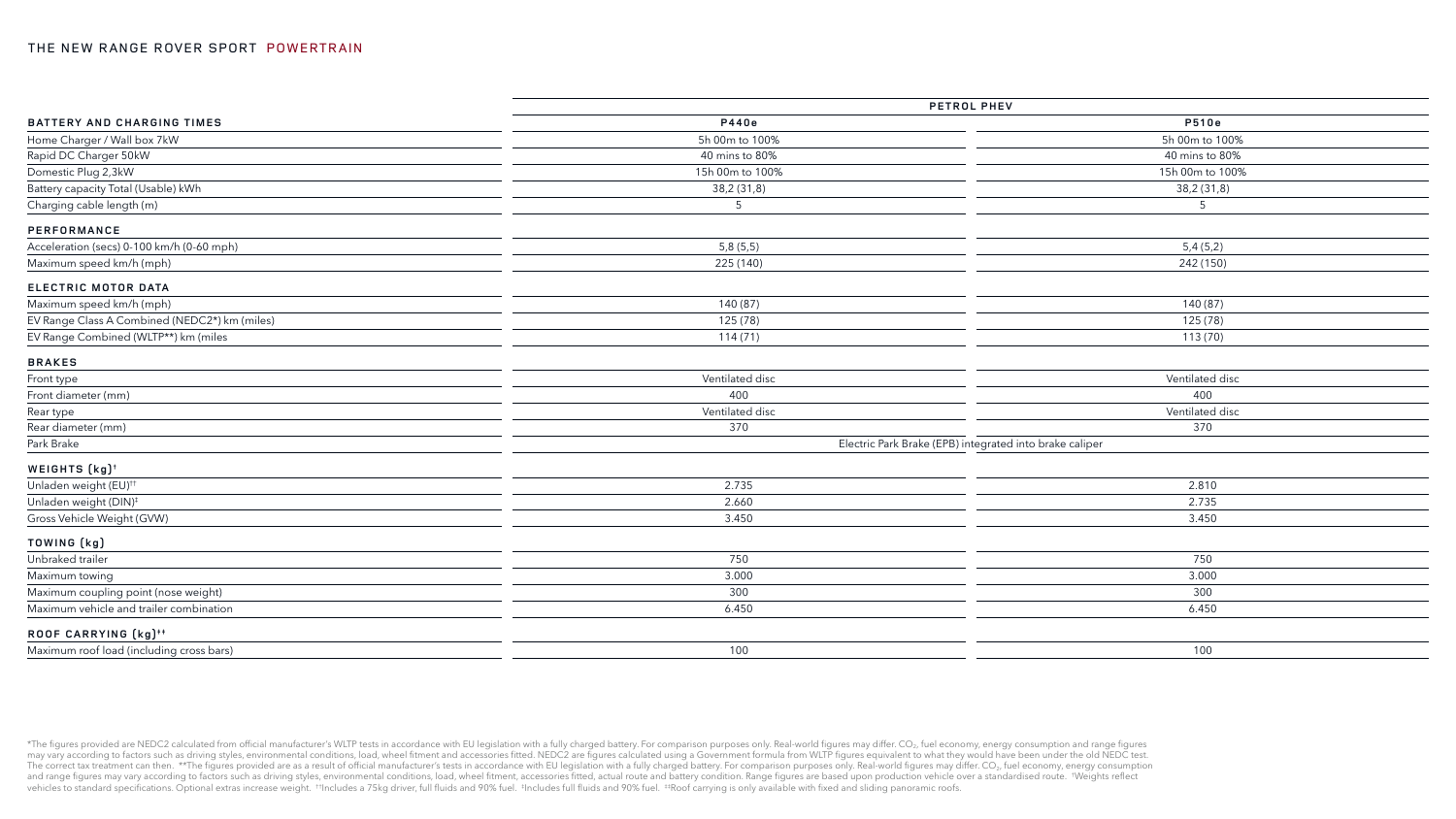## THE NEW RANGE ROVER SPORT POWERTRAIN

| | PETROL PHEV | |
|---|---|---|
| **BATTERY AND CHARGING TIMES** | **P440e** | **P510e** |
| Home Charger / Wall box 7kW | 5h 00m to 100% | 5h 00m to 100% |
| Rapid DC Charger 50kW | 40 mins to 80% | 40 mins to 80% |
| Domestic Plug 2,3kW | 15h 00m to 100% | 15h 00m to 100% |
| Battery capacity Total (Usable) kWh | 38,2 (31,8) | 38,2 (31,8) |
| Charging cable length (m) | 5 | 5 |
| **PERFORMANCE** | | |
| Acceleration (secs) 0-100 km/h (0-60 mph) | 5,8 (5,5) | 5,4 (5,2) |
| Maximum speed km/h (mph) | 225 (140) | 242 (150) |
| **ELECTRIC MOTOR DATA** | | |
| Maximum speed km/h (mph) | 140 (87) | 140 (87) |
| EV Range Class A Combined (NEDC2*) km (miles) | 125 (78) | 125 (78) |
| EV Range Combined (WLTP**) km (miles | 114 (71) | 113 (70) |
| **BRAKES** | | |
| Front type | Ventilated disc | Ventilated disc |
| Front diameter (mm) | 400 | 400 |
| Rear type | Ventilated disc | Ventilated disc |
| Rear diameter (mm) | 370 | 370 |
| Park Brake | Electric Park Brake (EPB) integrated into brake caliper | |
| **WEIGHTS (kg)†** | | |
| Unladen weight (EU)†† | 2.735 | 2.810 |
| Unladen weight (DIN)‡ | 2.660 | 2.735 |
| Gross Vehicle Weight (GVW) | 3.450 | 3.450 |
| **TOWING (kg)** | | |
| Unbraked trailer | 750 | 750 |
| Maximum towing | 3.000 | 3.000 |
| Maximum coupling point (nose weight) | 300 | 300 |
| Maximum vehicle and trailer combination | 6.450 | 6.450 |
| **ROOF CARRYING (kg)‡‡** | | |
| Maximum roof load (including cross bars) | 100 | 100 |

*The figures provided are NEDC2 calculated from official manufacturer's WLTP tests in accordance with EU legislation with a fully charged battery. For comparison purposes only. Real-world figures may differ. $CO_2$, fuel economy, energy consumption and range figures may vary according to factors such as driving styles, environmental conditions, load, wheel fitment and accessories fitted. NEDC2 are figures calculated using a Government formula from WLTP figures equivalent to what they would have been under the old NEDC test. The correct tax treatment can then. **The figures provided are as a result of official manufacturer's tests in accordance with EU legislation with a fully charged battery. For comparison purposes only. Real-world figures may differ. $CO_2$, fuel economy, energy consumption and range figures may vary according to factors such as driving styles, environmental conditions, load, wheel fitment, accessories fitted, actual route and battery condition. Range figures are based upon production vehicle over a standardised route. †Weights reflect vehicles to standard specifications. Optional extras increase weight. ††Includes a 75kg driver, full fluids and 90% fuel. ‡Includes full fluids and 90% fuel. ‡‡Roof carrying is only available with fixed and sliding panoramic roofs.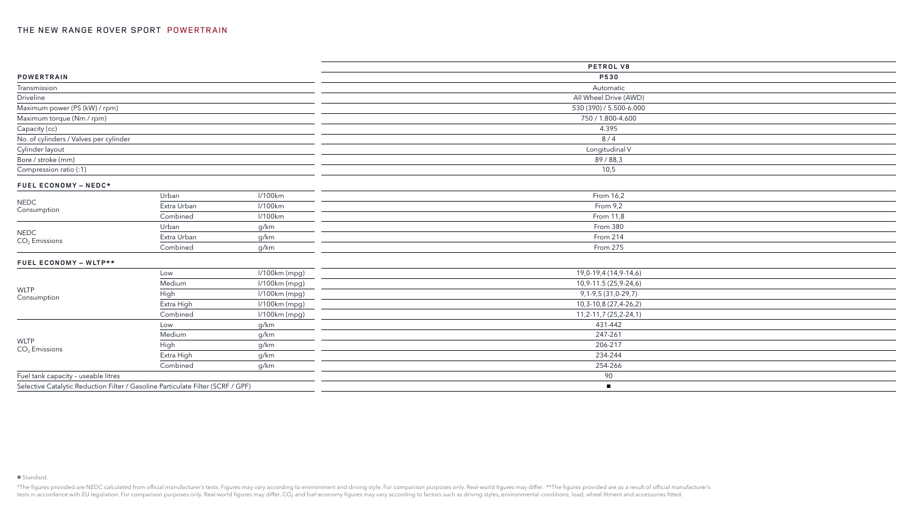## THE NEW RANGE ROVER SPORT POWERTRAIN

| | | | PETROL V8 |
|---|---|---|---|
| **POWERTRAIN** | | | **P530** |
| Transmission | | | Automatic |
| Driveline | | | All Wheel Drive (AWD) |
| Maximum power (PS (kW) / rpm) | | | 530 (390) / 5.500-6.000 |
| Maximum torque (Nm / rpm) | | | 750 / 1.800-4.600 |
| Capacity (cc) | | | 4.395 |
| No. of cylinders / Valves per cylinder | | | 8 / 4 |
| Cylinder layout | | | Longitudinal V |
| Bore / stroke (mm) | | | 89 / 88,3 |
| Compression ratio (:1) | | | 10,5 |
| **FUEL ECONOMY – NEDC*** | | | |
| NEDC Consumption | Urban | l/100km | From 16,2 |
| | Extra Urban | l/100km | From 9,2 |
| | Combined | l/100km | From 11,8 |
| NEDC $CO_2$ Emissions | Urban | g/km | From 380 |
| | Extra Urban | g/km | From 214 |
| | Combined | g/km | From 275 |
| **FUEL ECONOMY – WLTP**** | | | |
| WLTP Consumption | Low | l/100km (mpg) | 19,0-19,4 (14,9-14,6) |
| | Medium | l/100km (mpg) | 10,9-11.5 (25,9-24,6) |
| | High | l/100km (mpg) | 9,1-9,5 (31,0-29,7) |
| | Extra High | l/100km (mpg) | 10,3-10,8 (27,4-26,2) |
| | Combined | l/100km (mpg) | 11,2-11,7 (25,2-24,1) |
| WLTP $CO_2$ Emissions | Low | g/km | 431-442 |
| | Medium | g/km | 247-261 |
| | High | g/km | 206-217 |
| | Extra High | g/km | 234-244 |
| | Combined | g/km | 254-266 |
| Fuel tank capacity – useable litres | | | 90 |
| Selective Catalytic Reduction Filter / Gasoline Particulate Filter (SCRF / GPF) | | | ■ |

■ Standard.

*The figures provided are NEDC calculated from official manufacturer's tests. Figures may vary according to environment and driving style. For comparison purposes only. Real-world figures may differ. **The figures provided are as a result of official manufacturer's tests in accordance with EU legislation. For comparison purposes only. Real-world figures may differ. $CO_2$ and fuel economy figures may vary according to factors such as driving styles, environmental conditions, load, wheel fitment and accessories fitted.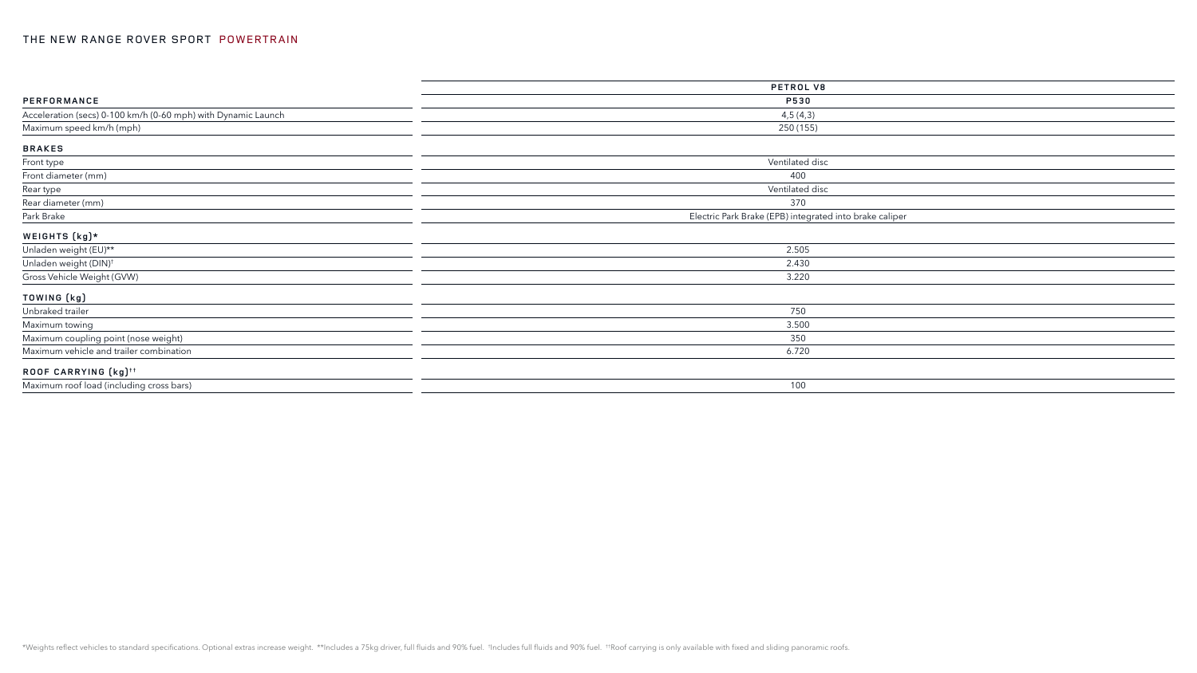## THE NEW RANGE ROVER SPORT POWERTRAIN

| | PETROL V8 |
|---|---|
| **PERFORMANCE** | **P530** |
| Acceleration (secs) 0-100 km/h (0-60 mph) with Dynamic Launch | 4,5 (4,3) |
| Maximum speed km/h (mph) | 250 (155) |
| **BRAKES** | |
| Front type | Ventilated disc |
| Front diameter (mm) | 400 |
| Rear type | Ventilated disc |
| Rear diameter (mm) | 370 |
| Park Brake | Electric Park Brake (EPB) integrated into brake caliper |
| **WEIGHTS (kg)*** | |
| Unladen weight (EU)** | 2.505 |
| Unladen weight (DIN)† | 2.430 |
| Gross Vehicle Weight (GVW) | 3.220 |
| **TOWING (kg)** | |
| Unbraked trailer | 750 |
| Maximum towing | 3.500 |
| Maximum coupling point (nose weight) | 350 |
| Maximum vehicle and trailer combination | 6.720 |
| **ROOF CARRYING (kg)††** | |
| Maximum roof load (including cross bars) | 100 |

*Weights reflect vehicles to standard specifications. Optional extras increase weight. **Includes a 75kg driver, full fluids and 90% fuel. †Includes full fluids and 90% fuel. ††Roof carrying is only available with fixed and sliding panoramic roofs.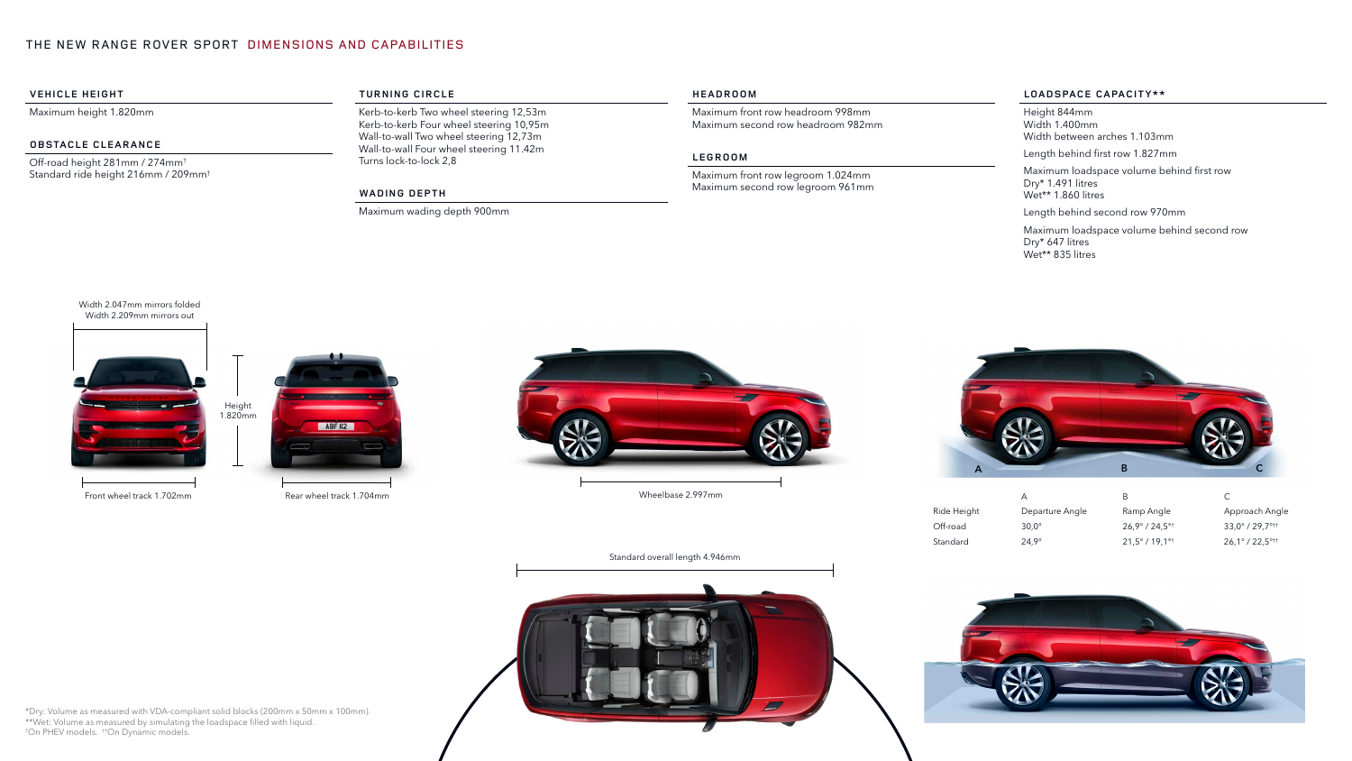# THE NEW RANGE ROVER SPORT DIMENSIONS AND CAPABILITIES

## VEHICLE HEIGHT

Maximum height 1.820mm

## OBSTACLE CLEARANCE

Off-road height 281mm / 274mm†
Standard ride height 216mm / 209mm†

## TURNING CIRCLE

Kerb-to-kerb Two wheel steering 12,53m
Kerb-to-kerb Four wheel steering 10,95m
Wall-to-wall Two wheel steering 12,73m
Wall-to-wall Four wheel steering 11.42m
Turns lock-to-lock 2,8

## WADING DEPTH

Maximum wading depth 900mm

## HEADROOM

Maximum front row headroom 998mm
Maximum second row headroom 982mm

## LEGROOM

Maximum front row legroom 1.024mm
Maximum second row legroom 961mm

## LOADSPACE CAPACITY**

Height 844mm
Width 1.400mm
Width between arches 1.103mm

Length behind first row 1.827mm

Maximum loadspace volume behind first row
Dry* 1.491 litres
Wet** 1.860 litres

Length behind second row 970mm

Maximum loadspace volume behind second row
Dry* 647 litres
Wet** 835 litres

Width 2.047mm mirrors folded
Width 2.209mm mirrors out

Height 1.820mm

Front wheel track 1.702mm

Rear wheel track 1.704mm

Wheelbase 2.997mm

Standard overall length 4.946mm

| | A | B | C |
|---|---|---|---|
| Ride Height | Departure Angle | Ramp Angle | Approach Angle |
| Off-road | 30,0° | 26,9° / 24,5°† | 33,0° / 29,7°†† |
| Standard | 24,9° | 21,5° / 19,1°† | 26,1° / 22,5°†† |

*Dry: Volume as measured with VDA-compliant solid blocks (200mm x 50mm x 100mm).
**Wet: Volume as measured by simulating the loadspace filled with liquid.
†On PHEV models. ††On Dynamic models.